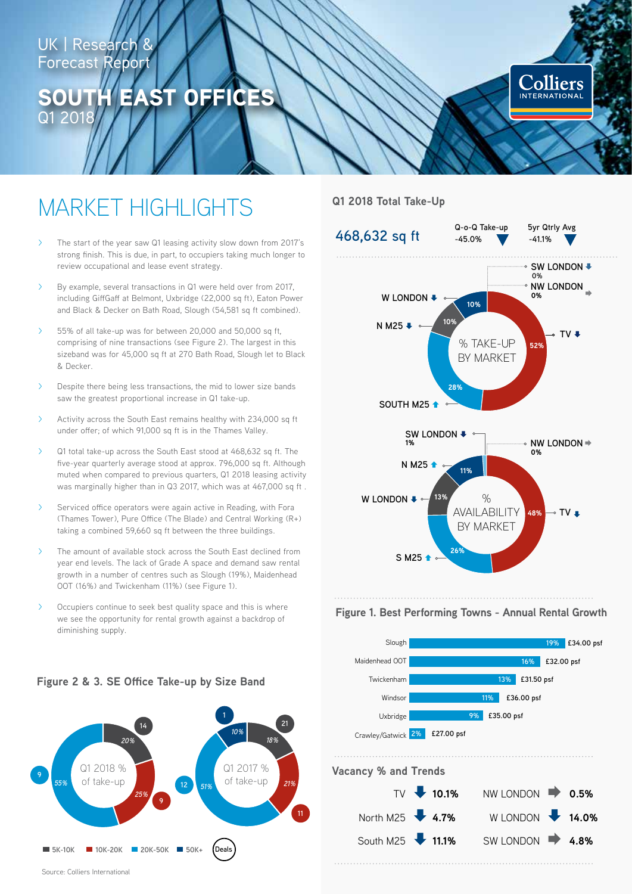UK | Research & Forecast Report

# SOUTH EAST OFFICES
Q1 2018

## MARKET HIGHLIGHTS

- The start of the year saw Q1 leasing activity slow down from 2017's strong finish. This is due, in part, to occupiers taking much longer to review occupational and lease event strategy.
- By example, several transactions in Q1 were held over from 2017, including GiffGaff at Belmont, Uxbridge (22,000 sq ft), Eaton Power and Black & Decker on Bath Road, Slough (54,581 sq ft combined).
- 55% of all take-up was for between 20,000 and 50,000 sq ft, comprising of nine transactions (see Figure 2). The largest in this sizeband was for 45,000 sq ft at 270 Bath Road, Slough let to Black & Decker.
- Despite there being less transactions, the mid to lower size bands saw the greatest proportional increase in Q1 take-up.
- Activity across the South East remains healthy with 234,000 sq ft under offer; of which 91,000 sq ft is in the Thames Valley.
- Q1 total take-up across the South East stood at 468,632 sq ft. The five-year quarterly average stood at approx. 796,000 sq ft. Although muted when compared to previous quarters, Q1 2018 leasing activity was marginally higher than in Q3 2017, which was at 467,000 sq ft .
- Serviced office operators were again active in Reading, with Fora (Thames Tower), Pure Office (The Blade) and Central Working (R+) taking a combined 59,660 sq ft between the three buildings.
- The amount of available stock across the South East declined from year end levels. The lack of Grade A space and demand saw rental growth in a number of centres such as Slough (19%), Maidenhead OOT (16%) and Twickenham (11%) (see Figure 1).
- Occupiers continue to seek best quality space and this is where we see the opportunity for rental growth against a backdrop of diminishing supply.

### Figure 2 & 3. SE Office Take-up by Size Band

| Size band | Q1 2018 % of take-up | Q1 2018 Deals | Q1 2017 % of take-up | Q1 2017 Deals |
|---|---|---|---|---|
| 5K-10K | 20% | 14 | 18% | 21 |
| 10K-20K | 25% | 9 | 21% | 11 |
| 20K-50K | 55% | 9 | 51% | 12 |
| 50K+ | | | 10% | 1 |

Source: Colliers International

### Q1 2018 Total Take-Up

**468,632 sq ft**

Q-o-Q Take-up: -45.0% ▼

5yr Qtrly Avg: -41.1% ▼

**% Take-up by Market**

| Market | % Take-up | Trend |
|---|---|---|
| TV | 52% | ↓ |
| South M25 | 28% | ↑ |
| N M25 | 10% | ↓ |
| W London | 10% | ↓ |
| SW London | 0% | ↓ |
| NW London | 0% | → |

**% Availability by Market**

| Market | % Availability | Trend |
|---|---|---|
| TV | 48% | ↓ |
| S M25 | 26% | ↑ |
| W London | 13% | ↓ |
| N M25 | 11% | ↑ |
| SW London | 1% | ↓ |
| NW London | 0% | → |

### Figure 1. Best Performing Towns - Annual Rental Growth

| Town | Annual Rental Growth | Rent |
|---|---|---|
| Slough | 19% | £34.00 psf |
| Maidenhead OOT | 16% | £32.00 psf |
| Twickenham | 13% | £31.50 psf |
| Windsor | 11% | £36.00 psf |
| Uxbridge | 9% | £35.00 psf |
| Crawley/Gatwick | 2% | £27.00 psf |

### Vacancy % and Trends

| Market | Trend | Vacancy |
|---|---|---|
| TV | ↓ | 10.1% |
| North M25 | ↓ | 4.7% |
| South M25 | ↓ | 11.1% |
| NW London | → | 0.5% |
| W London | ↓ | 14.0% |
| SW London | → | 4.8% |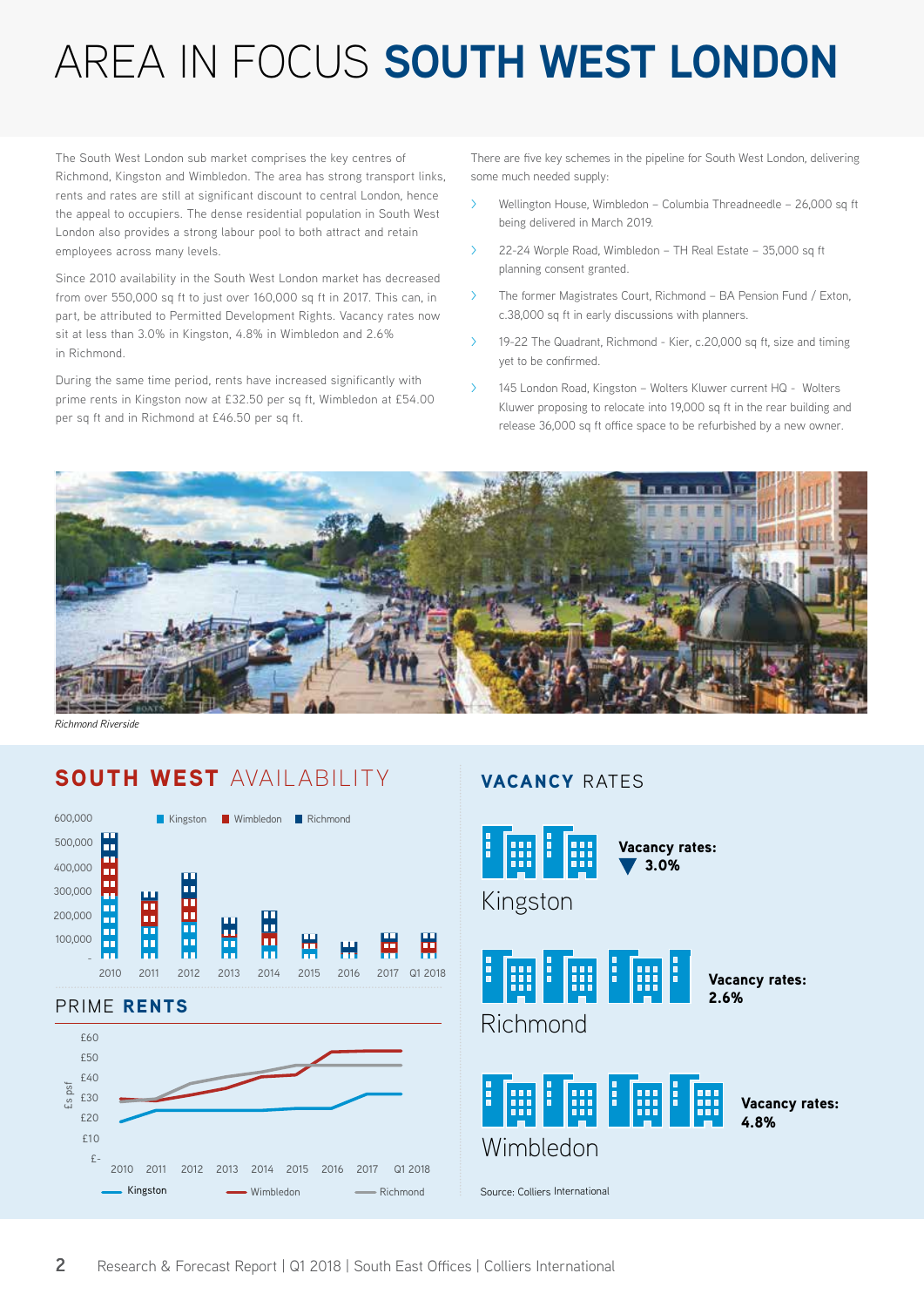# AREA IN FOCUS **SOUTH WEST LONDON**

The South West London sub market comprises the key centres of Richmond, Kingston and Wimbledon. The area has strong transport links, rents and rates are still at significant discount to central London, hence the appeal to occupiers. The dense residential population in South West London also provides a strong labour pool to both attract and retain employees across many levels.

Since 2010 availability in the South West London market has decreased from over 550,000 sq ft to just over 160,000 sq ft in 2017. This can, in part, be attributed to Permitted Development Rights. Vacancy rates now sit at less than 3.0% in Kingston, 4.8% in Wimbledon and 2.6% in Richmond.

During the same time period, rents have increased significantly with prime rents in Kingston now at £32.50 per sq ft, Wimbledon at £54.00 per sq ft and in Richmond at £46.50 per sq ft.

There are five key schemes in the pipeline for South West London, delivering some much needed supply:

- Wellington House, Wimbledon – Columbia Threadneedle – 26,000 sq ft being delivered in March 2019.
- 22-24 Worple Road, Wimbledon – TH Real Estate – 35,000 sq ft planning consent granted.
- The former Magistrates Court, Richmond – BA Pension Fund / Exton, c.38,000 sq ft in early discussions with planners.
- 19-22 The Quadrant, Richmond - Kier, c.20,000 sq ft, size and timing yet to be confirmed.
- 145 London Road, Kingston – Wolters Kluwer current HQ - Wolters Kluwer proposing to relocate into 19,000 sq ft in the rear building and release 36,000 sq ft office space to be refurbished by a new owner.

*Richmond Riverside*

## **SOUTH WEST** AVAILABILITY

Kingston | Wimbledon | Richmond

Years: 2010, 2011, 2012, 2013, 2014, 2015, 2016, 2017, Q1 2018 (scale: - to 600,000)

## PRIME **RENTS**

£s psf (scale £- to £60); Years: 2010–Q1 2018; Kingston, Wimbledon, Richmond

## **VACANCY** RATES

**Kingston** – Vacancy rates: ▼ 3.0%

**Richmond** – Vacancy rates: 2.6%

**Wimbledon** – Vacancy rates: 4.8%

Source: Colliers International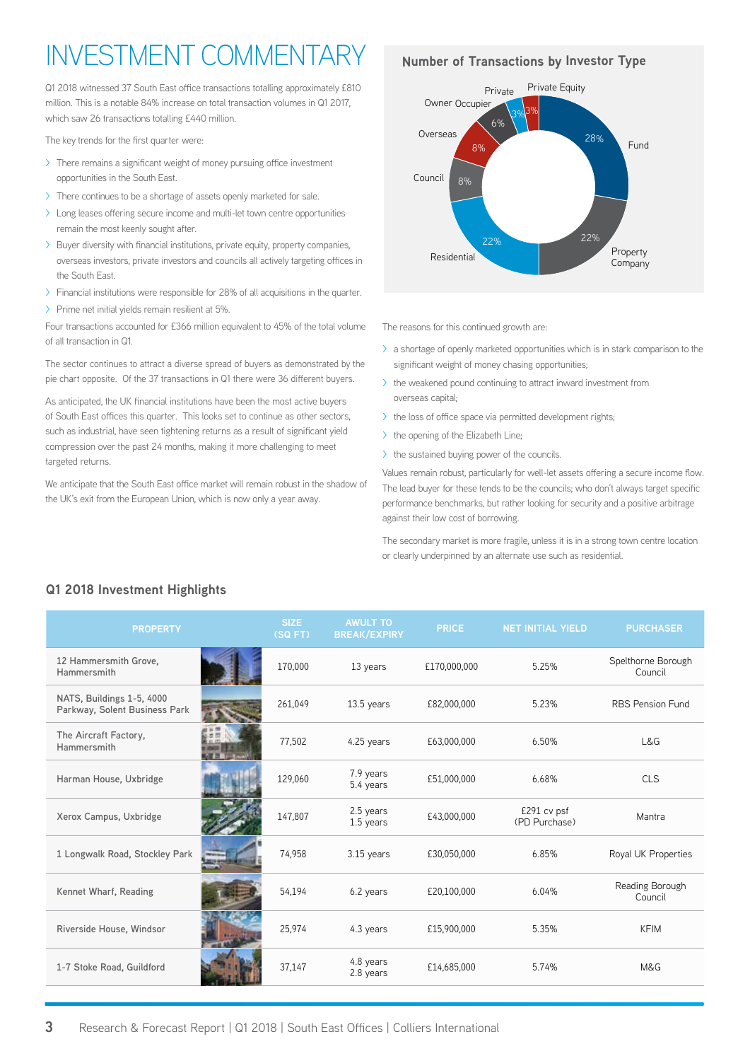# INVESTMENT COMMENTARY

Q1 2018 witnessed 37 South East office transactions totalling approximately £810 million. This is a notable 84% increase on total transaction volumes in Q1 2017, which saw 26 transactions totalling £440 million.

The key trends for the first quarter were:

- There remains a significant weight of money pursuing office investment opportunities in the South East.
- There continues to be a shortage of assets openly marketed for sale.
- Long leases offering secure income and multi-let town centre opportunities remain the most keenly sought after.
- Buyer diversity with financial institutions, private equity, property companies, overseas investors, private investors and councils all actively targeting offices in the South East.
- Financial institutions were responsible for 28% of all acquisitions in the quarter.
- Prime net initial yields remain resilient at 5%.

Four transactions accounted for £366 million equivalent to 45% of the total volume of all transaction in Q1.

The sector continues to attract a diverse spread of buyers as demonstrated by the pie chart opposite. Of the 37 transactions in Q1 there were 36 different buyers.

As anticipated, the UK financial institutions have been the most active buyers of South East offices this quarter. This looks set to continue as other sectors, such as industrial, have seen tightening returns as a result of significant yield compression over the past 24 months, making it more challenging to meet targeted returns.

We anticipate that the South East office market will remain robust in the shadow of the UK's exit from the European Union, which is now only a year away.

## Number of Transactions by Investor Type

| Investor Type | Share |
|---|---|
| Fund | 28% |
| Property Company | 22% |
| Residential | 22% |
| Council | 8% |
| Overseas | 8% |
| Owner Occupier | 6% |
| Private | 3% |
| Private Equity | 3% |

The reasons for this continued growth are:

- a shortage of openly marketed opportunities which is in stark comparison to the significant weight of money chasing opportunities;
- the weakened pound continuing to attract inward investment from overseas capital;
- the loss of office space via permitted development rights;
- the opening of the Elizabeth Line;
- the sustained buying power of the councils.

Values remain robust, particularly for well-let assets offering a secure income flow. The lead buyer for these tends to be the councils; who don't always target specific performance benchmarks, but rather looking for security and a positive arbitrage against their low cost of borrowing.

The secondary market is more fragile, unless it is in a strong town centre location or clearly underpinned by an alternate use such as residential.

## Q1 2018 Investment Highlights

| PROPERTY | SIZE (SQ FT) | AWULT TO BREAK/EXPIRY | PRICE | NET INITIAL YIELD | PURCHASER |
|---|---|---|---|---|---|
| 12 Hammersmith Grove, Hammersmith | 170,000 | 13 years | £170,000,000 | 5.25% | Spelthorne Borough Council |
| NATS, Buildings 1-5, 4000 Parkway, Solent Business Park | 261,049 | 13.5 years | £82,000,000 | 5.23% | RBS Pension Fund |
| The Aircraft Factory, Hammersmith | 77,502 | 4.25 years | £63,000,000 | 6.50% | L&G |
| Harman House, Uxbridge | 129,060 | 7.9 years 5.4 years | £51,000,000 | 6.68% | CLS |
| Xerox Campus, Uxbridge | 147,807 | 2.5 years 1.5 years | £43,000,000 | £291 cv psf (PD Purchase) | Mantra |
| 1 Longwalk Road, Stockley Park | 74,958 | 3.15 years | £30,050,000 | 6.85% | Royal UK Properties |
| Kennet Wharf, Reading | 54,194 | 6.2 years | £20,100,000 | 6.04% | Reading Borough Council |
| Riverside House, Windsor | 25,974 | 4.3 years | £15,900,000 | 5.35% | KFIM |
| 1-7 Stoke Road, Guildford | 37,147 | 4.8 years 2.8 years | £14,685,000 | 5.74% | M&G |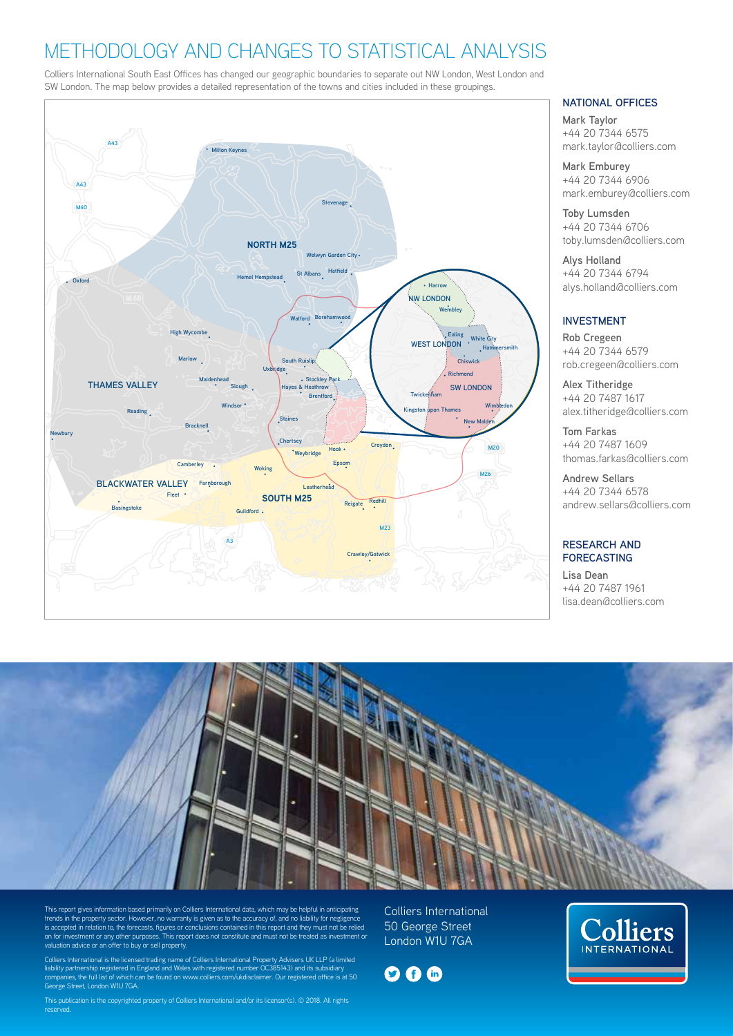# METHODOLOGY AND CHANGES TO STATISTICAL ANALYSIS

Colliers International South East Offices has changed our geographic boundaries to separate out NW London, West London and SW London. The map below provides a detailed representation of the towns and cities included in these groupings.

A43
Milton Keynes
A43
M40
Stevenage
NORTH M25
Welwyn Garden City
Hatfield
St Albans
Hemel Hempstead
Oxford
Watford
Borehamwood
High Wycombe
Marlow
South Ruislip
Uxbridge
Stockley Park
Maidenhead
Slough
Hayes & Heathrow
THAMES VALLEY
Brentford
Windsor
Reading
Bracknell
Staines
Newbury
Chertsey
Hook
Croydon
Weybridge
Camberley
Epsom
Woking
BLACKWATER VALLEY
Farnborough
Leatherhead
Fleet
SOUTH M25
Redhill
Reigate
Basingstoke
Guildford
A3
M23
Crawley/Gatwick
M20
M26
Harrow
NW LONDON
Wembley
Ealing
White City
WEST LONDON
Hammersmith
Chiswick
Richmond
Twickenham
SW LONDON
Wimbledon
Kingston upon Thames
New Malden

## NATIONAL OFFICES

**Mark Taylor**
+44 20 7344 6575
mark.taylor@colliers.com

**Mark Embury**
+44 20 7344 6906
mark.embury@colliers.com

**Toby Lumsden**
+44 20 7344 6706
toby.lumsden@colliers.com

**Alys Holland**
+44 20 7344 6794
alys.holland@colliers.com

## INVESTMENT

**Rob Cregeen**
+44 20 7344 6579
rob.cregeen@colliers.com

**Alex Titheridge**
+44 20 7487 1617
alex.titheridge@colliers.com

**Tom Farkas**
+44 20 7487 1609
thomas.farkas@colliers.com

**Andrew Sellars**
+44 20 7344 6578
andrew.sellars@colliers.com

## RESEARCH AND FORECASTING

**Lisa Dean**
+44 20 7487 1961
lisa.dean@colliers.com

This report gives information based primarily on Colliers International data, which may be helpful in anticipating trends in the property sector. However, no warranty is given as to the accuracy of, and no liability for negligence is accepted in relation to, the forecasts, figures or conclusions contained in this report and they must not be relied on for investment or any other purposes. This report does not constitute and must not be treated as investment or valuation advice or an offer to buy or sell property.

Colliers International is the licensed trading name of Colliers International Property Advisers UK LLP (a limited liability partnership registered in England and Wales with registered number OC385143) and its subsidiary companies, the full list of which can be found on www.colliers.com/ukdisclaimer. Our registered office is at 50 George Street, London W1U 7GA.

This publication is the copyrighted property of Colliers International and/or its licensor(s). © 2018. All rights reserved.

Colliers International
50 George Street
London W1U 7GA

Colliers INTERNATIONAL